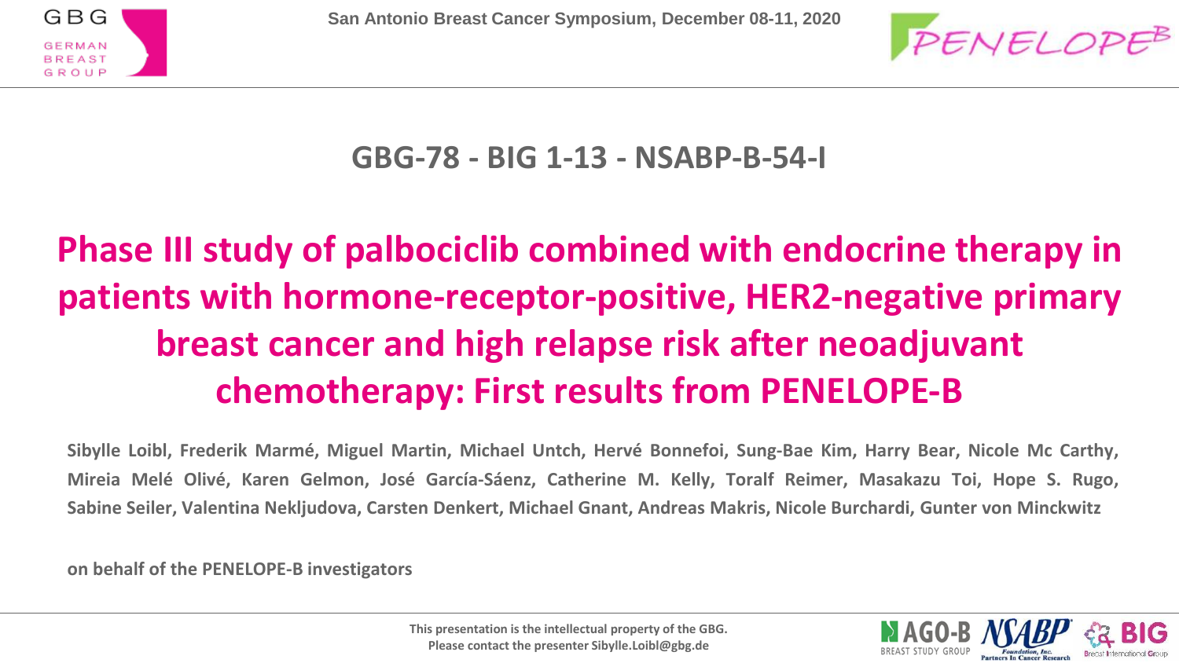San Antonio Breast Cancer Symposium, December 08-11, 2020

## GBG-78 - BIG 1-13 - NSABP-B-54-I

# Phase III study of palbociclib combined with endocrine therapy in patients with hormone-receptor-positive, HER2-negative primary breast cancer and high relapse risk after neoadjuvant chemotherapy: First results from PENELOPE-B

**Sibylle Loibl, Frederik Marmé, Miguel Martin, Michael Untch, Hervé Bonnefoi, Sung-Bae Kim, Harry Bear, Nicole Mc Carthy, Mireia Melé Olivé, Karen Gelmon, José García-Sáenz, Catherine M. Kelly, Toralf Reimer, Masakazu Toi, Hope S. Rugo, Sabine Seiler, Valentina Nekljudova, Carsten Denkert, Michael Gnant, Andreas Makris, Nicole Burchardi, Gunter von Minckwitz**

**on behalf of the PENELOPE-B investigators**

**This presentation is the intellectual property of the GBG.**
**Please contact the presenter Sibylle.Loibl@gbg.de**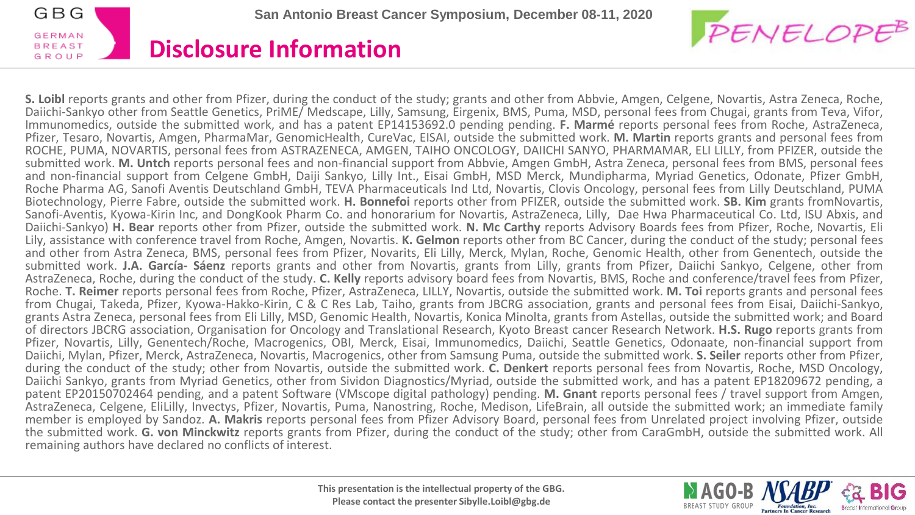# Disclosure Information

**S. Loibl** reports grants and other from Pfizer, during the conduct of the study; grants and other from Abbvie, Amgen, Celgene, Novartis, Astra Zeneca, Roche, Daiichi-Sankyo other from Seattle Genetics, PriME/ Medscape, Lilly, Samsung, Eirgenix, BMS, Puma, MSD, personal fees from Chugai, grants from Teva, Vifor, Immunomedics, outside the submitted work, and has a patent EP14153692.0 pending pending. **F. Marmé** reports personal fees from Roche, AstraZeneca, Pfizer, Tesaro, Novartis, Amgen, PharmaMar, GenomicHealth, CureVac, EISAI, outside the submitted work. **M. Martin** reports grants and personal fees from ROCHE, PUMA, NOVARTIS, personal fees from ASTRAZENECA, AMGEN, TAIHO ONCOLOGY, DAIICHI SANYO, PHARMAMAR, ELI LILLY, from PFIZER, outside the submitted work. **M. Untch** reports personal fees and non-financial support from Abbvie, Amgen GmbH, Astra Zeneca, personal fees from BMS, personal fees and non-financial support from Celgene GmbH, Daiji Sankyo, Lilly Int., Eisai GmbH, MSD Merck, Mundipharma, Myriad Genetics, Odonate, Pfizer GmbH, Roche Pharma AG, Sanofi Aventis Deutschland GmbH, TEVA Pharmaceuticals Ind Ltd, Novartis, Clovis Oncology, personal fees from Lilly Deutschland, PUMA Biotechnology, Pierre Fabre, outside the submitted work. **H. Bonnefoi** reports other from PFIZER, outside the submitted work. **SB. Kim** grants fromNovartis, Sanofi-Aventis, Kyowa-Kirin Inc, and DongKook Pharm Co. and honorarium for Novartis, AstraZeneca, Lilly, Dae Hwa Pharmaceutical Co. Ltd, ISU Abxis, and Daiichi-Sankyo) **H. Bear** reports other from Pfizer, outside the submitted work. **N. Mc Carthy** reports Advisory Boards fees from Pfizer, Roche, Novartis, Eli Lily, assistance with conference travel from Roche, Amgen, Novartis. **K. Gelmon** reports other from BC Cancer, during the conduct of the study; personal fees and other from Astra Zeneca, BMS, personal fees from Pfizer, Novarits, Eli Lilly, Merck, Mylan, Roche, Genomic Health, other from Genentech, outside the submitted work. **J.A. García- Sáenz** reports grants and other from Novartis, grants from Lilly, grants from Pfizer, Daiichi Sankyo, Celgene, other from AstraZeneca, Roche, during the conduct of the study. **C. Kelly** reports advisory board fees from Novartis, BMS, Roche and conference/travel fees from Pfizer, Roche. **T. Reimer** reports personal fees from Roche, Pfizer, AstraZeneca, LILLY, Novartis, outside the submitted work. **M. Toi** reports grants and personal fees from Chugai, Takeda, Pfizer, Kyowa-Hakko-Kirin, C & C Res Lab, Taiho, grants from JBCRG association, grants and personal fees from Eisai, Daiichi-Sankyo, grants Astra Zeneca, personal fees from Eli Lilly, MSD, Genomic Health, Novartis, Konica Minolta, grants from Astellas, outside the submitted work; and Board of directors JBCRG association, Organisation for Oncology and Translational Research, Kyoto Breast cancer Research Network. **H.S. Rugo** reports grants from Pfizer, Novartis, Lilly, Genentech/Roche, Macrogenics, OBI, Merck, Eisai, Immunomedics, Daiichi, Seattle Genetics, Odonaate, non-financial support from Daiichi, Mylan, Pfizer, Merck, AstraZeneca, Novartis, Macrogenics, other from Samsung Puma, outside the submitted work. **S. Seiler** reports other from Pfizer, during the conduct of the study; other from Novartis, outside the submitted work. **C. Denkert** reports personal fees from Novartis, Roche, MSD Oncology, Daiichi Sankyo, grants from Myriad Genetics, other from Sividon Diagnostics/Myriad, outside the submitted work, and has a patent EP18209672 pending, a patent EP20150702464 pending, and a patent Software (VMscope digital pathology) pending. **M. Gnant** reports personal fees / travel support from Amgen, AstraZeneca, Celgene, EliLilly, Invectys, Pfizer, Novartis, Puma, Nanostring, Roche, Medison, LifeBrain, all outside the submitted work; an immediate family member is employed by Sandoz. **A. Makris** reports personal fees from Pfizer Advisory Board, personal fees from Unrelated project involving Pfizer, outside the submitted work. **G. von Minckwitz** reports grants from Pfizer, during the conduct of the study; other from CaraGmbH, outside the submitted work. All remaining authors have declared no conflicts of interest.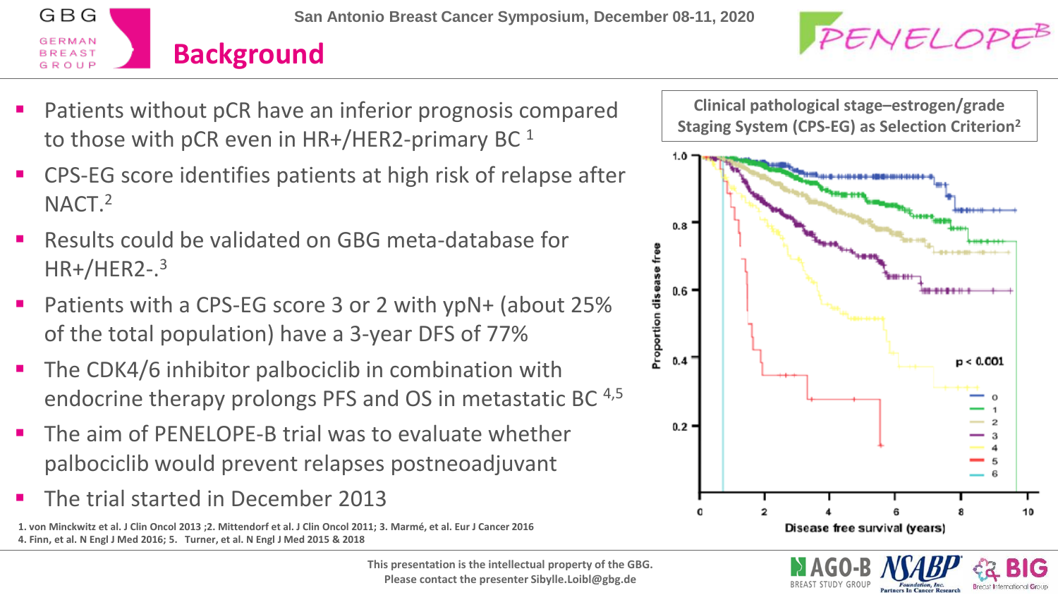# Background

- Patients without pCR have an inferior prognosis compared to those with pCR even in HR+/HER2-primary BC [1]
- CPS-EG score identifies patients at high risk of relapse after NACT.[2]
- Results could be validated on GBG meta-database for HR+/HER2-.[3]
- Patients with a CPS-EG score 3 or 2 with ypN+ (about 25% of the total population) have a 3-year DFS of 77%
- The CDK4/6 inhibitor palbociclib in combination with endocrine therapy prolongs PFS and OS in metastatic BC [4,5]
- The aim of PENELOPE-B trial was to evaluate whether palbociclib would prevent relapses postneoadjuvant
- The trial started in December 2013

**Clinical pathological stage–estrogen/grade Staging System (CPS-EG) as Selection Criterion[2]**

1. von Minckwitz et al. J Clin Oncol 2013 ;2. Mittendorf et al. J Clin Oncol 2011; 3. Marmé, et al. Eur J Cancer 2016
4. Finn, et al. N Engl J Med 2016; 5. Turner, et al. N Engl J Med 2015 & 2018

This presentation is the intellectual property of the GBG. Please contact the presenter Sibylle.Loibl@gbg.de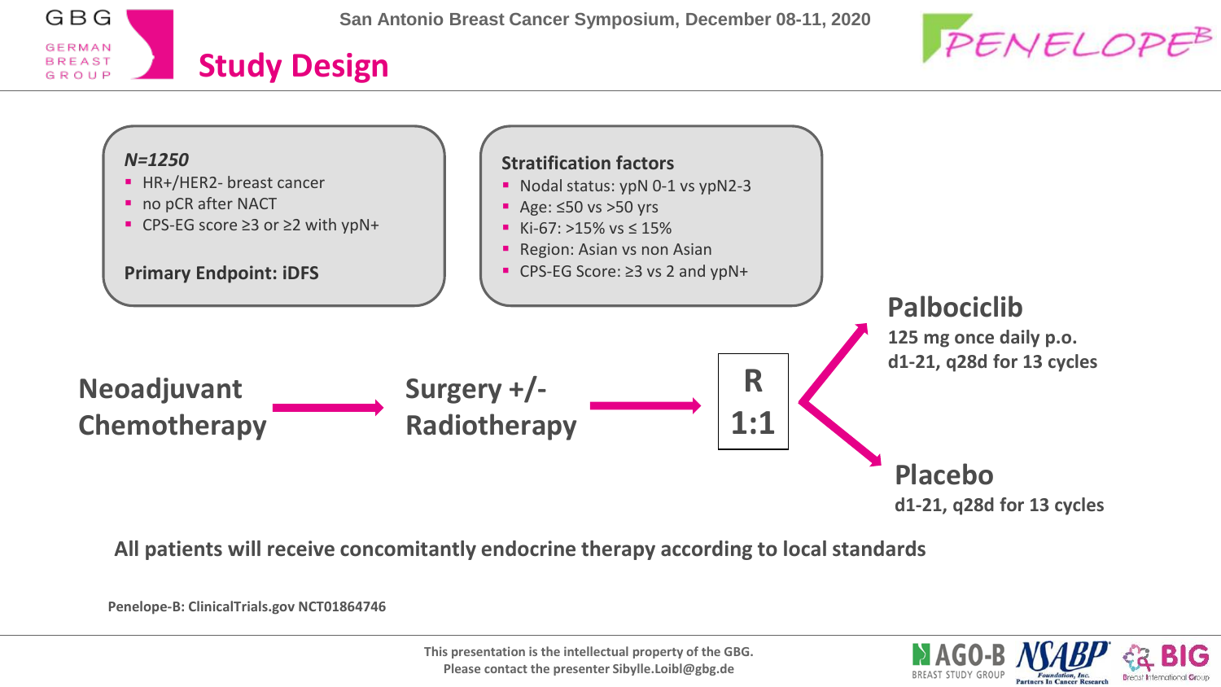## Study Design

*N=1250*

- HR+/HER2- breast cancer
- no pCR after NACT
- CPS-EG score ≥3 or ≥2 with ypN+

**Primary Endpoint: iDFS**

**Stratification factors**

- Nodal status: ypN 0-1 vs ypN2-3
- Age: ≤50 vs >50 yrs
- Ki-67: >15% vs ≤ 15%
- Region: Asian vs non Asian
- CPS-EG Score: ≥3 vs 2 and ypN+

**Neoadjuvant Chemotherapy** → **Surgery +/- Radiotherapy** → **R 1:1**

- **Palbociclib** — **125 mg once daily p.o. d1-21, q28d for 13 cycles**
- **Placebo** — **d1-21, q28d for 13 cycles**

**All patients will receive concomitantly endocrine therapy according to local standards**

**Penelope-B: ClinicalTrials.gov NCT01864746**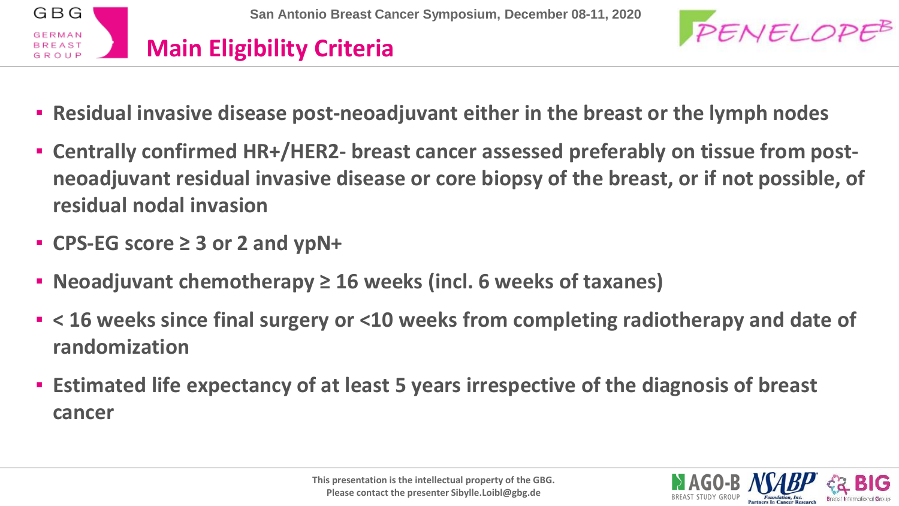## Main Eligibility Criteria

- **Residual invasive disease post-neoadjuvant either in the breast or the lymph nodes**
- **Centrally confirmed HR+/HER2- breast cancer assessed preferably on tissue from post-neoadjuvant residual invasive disease or core biopsy of the breast, or if not possible, of residual nodal invasion**
- **CPS-EG score ≥ 3 or 2 and ypN+**
- **Neoadjuvant chemotherapy ≥ 16 weeks (incl. 6 weeks of taxanes)**
- **< 16 weeks since final surgery or <10 weeks from completing radiotherapy and date of randomization**
- **Estimated life expectancy of at least 5 years irrespective of the diagnosis of breast cancer**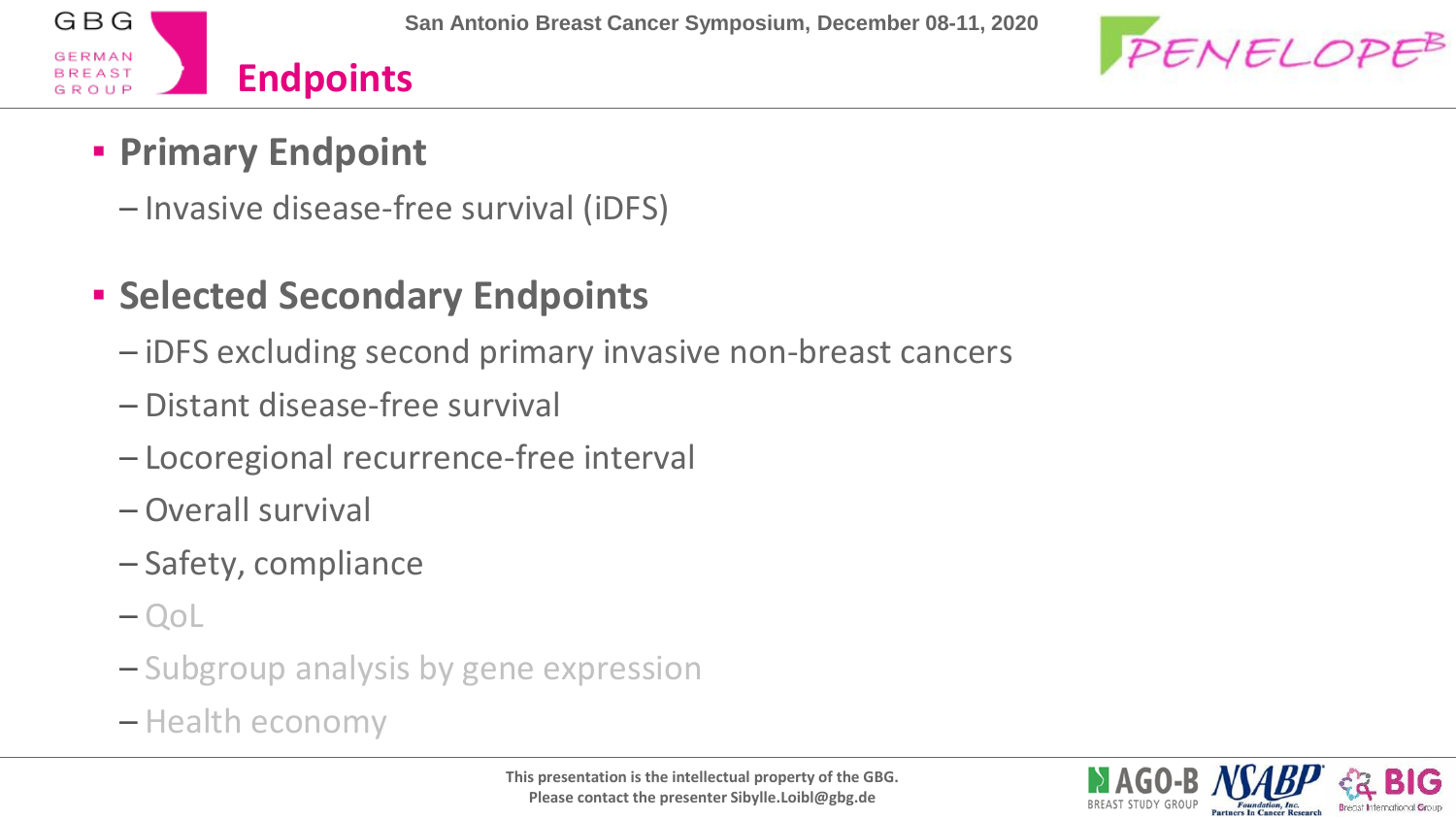# Endpoints

- **Primary Endpoint**
  - Invasive disease-free survival (iDFS)

- **Selected Secondary Endpoints**
  - iDFS excluding second primary invasive non-breast cancers
  - Distant disease-free survival
  - Locoregional recurrence-free interval
  - Overall survival
  - Safety, compliance
  - QoL
  - Subgroup analysis by gene expression
  - Health economy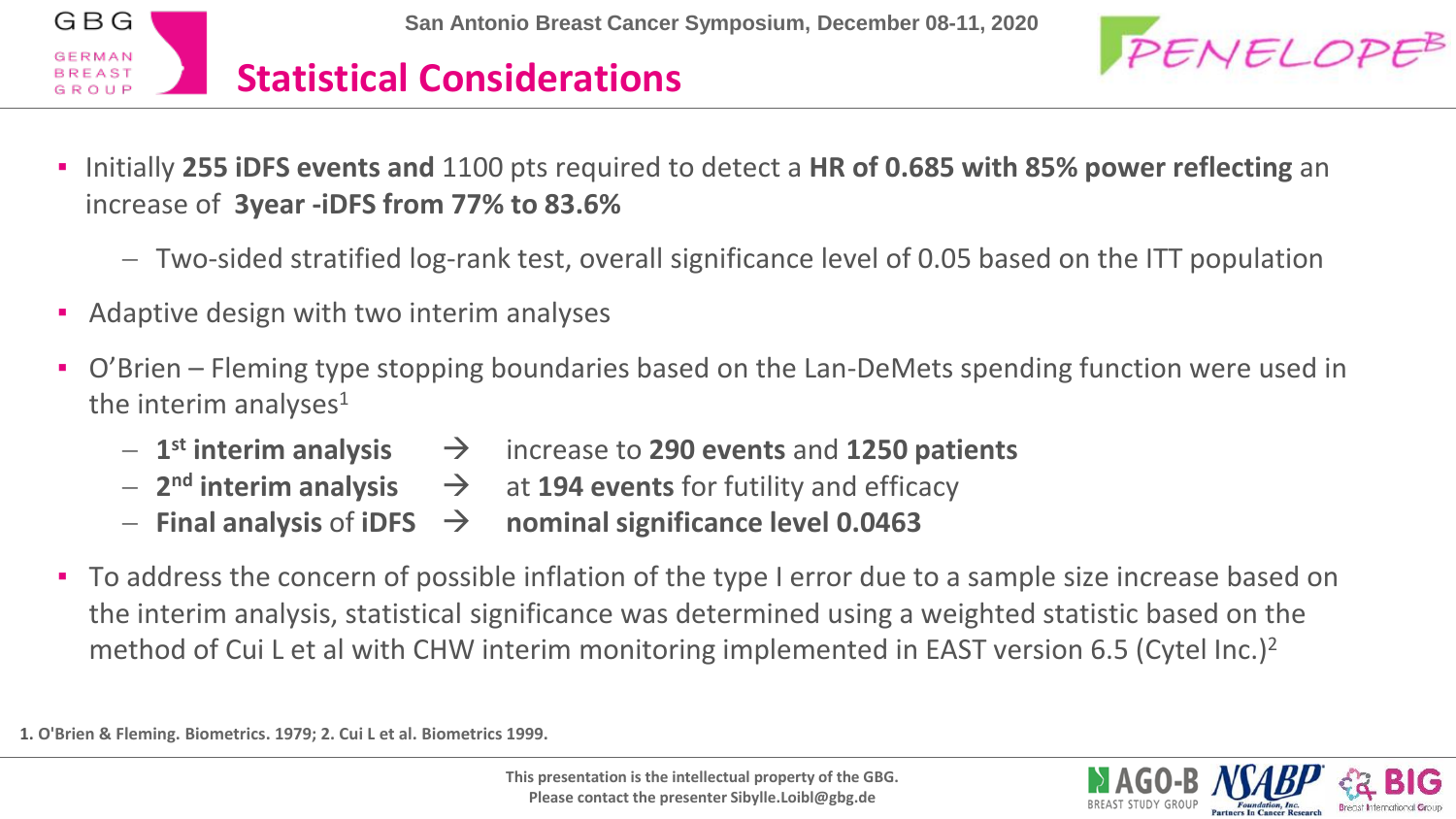## Statistical Considerations

- Initially **255 iDFS events and** 1100 pts required to detect a **HR of 0.685 with 85% power reflecting** an increase of **3year -iDFS from 77% to 83.6%**
  - Two-sided stratified log-rank test, overall significance level of 0.05 based on the ITT population
- Adaptive design with two interim analyses
- O'Brien – Fleming type stopping boundaries based on the Lan-DeMets spending function were used in the interim analyses[1]
  - **1st interim analysis** → increase to **290 events** and **1250 patients**
  - **2nd interim analysis** → at **194 events** for futility and efficacy
  - **Final analysis** of **iDFS** → **nominal significance level 0.0463**
- To address the concern of possible inflation of the type I error due to a sample size increase based on the interim analysis, statistical significance was determined using a weighted statistic based on the method of Cui L et al with CHW interim monitoring implemented in EAST version 6.5 (Cytel Inc.)[2]

**1. O'Brien & Fleming. Biometrics. 1979; 2. Cui L et al. Biometrics 1999.**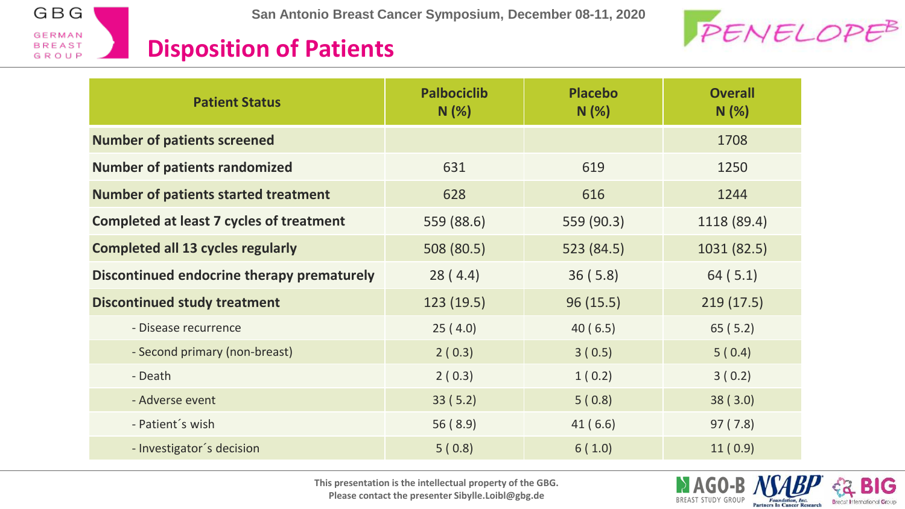## Disposition of Patients

| Patient Status | Palbociclib N (%) | Placebo N (%) | Overall N (%) |
|---|---|---|---|
| **Number of patients screened** | | | 1708 |
| **Number of patients randomized** | 631 | 619 | 1250 |
| **Number of patients started treatment** | 628 | 616 | 1244 |
| **Completed at least 7 cycles of treatment** | 559 (88.6) | 559 (90.3) | 1118 (89.4) |
| **Completed all 13 cycles regularly** | 508 (80.5) | 523 (84.5) | 1031 (82.5) |
| **Discontinued endocrine therapy prematurely** | 28 ( 4.4) | 36 ( 5.8) | 64 ( 5.1) |
| **Discontinued study treatment** | 123 (19.5) | 96 (15.5) | 219 (17.5) |
| - Disease recurrence | 25 ( 4.0) | 40 ( 6.5) | 65 ( 5.2) |
| - Second primary (non-breast) | 2 ( 0.3) | 3 ( 0.5) | 5 ( 0.4) |
| - Death | 2 ( 0.3) | 1 ( 0.2) | 3 ( 0.2) |
| - Adverse event | 33 ( 5.2) | 5 ( 0.8) | 38 ( 3.0) |
| - Patient´s wish | 56 ( 8.9) | 41 ( 6.6) | 97 ( 7.8) |
| - Investigator´s decision | 5 ( 0.8) | 6 ( 1.0) | 11 ( 0.9) |

This presentation is the intellectual property of the GBG.
Please contact the presenter Sibylle.Loibl@gbg.de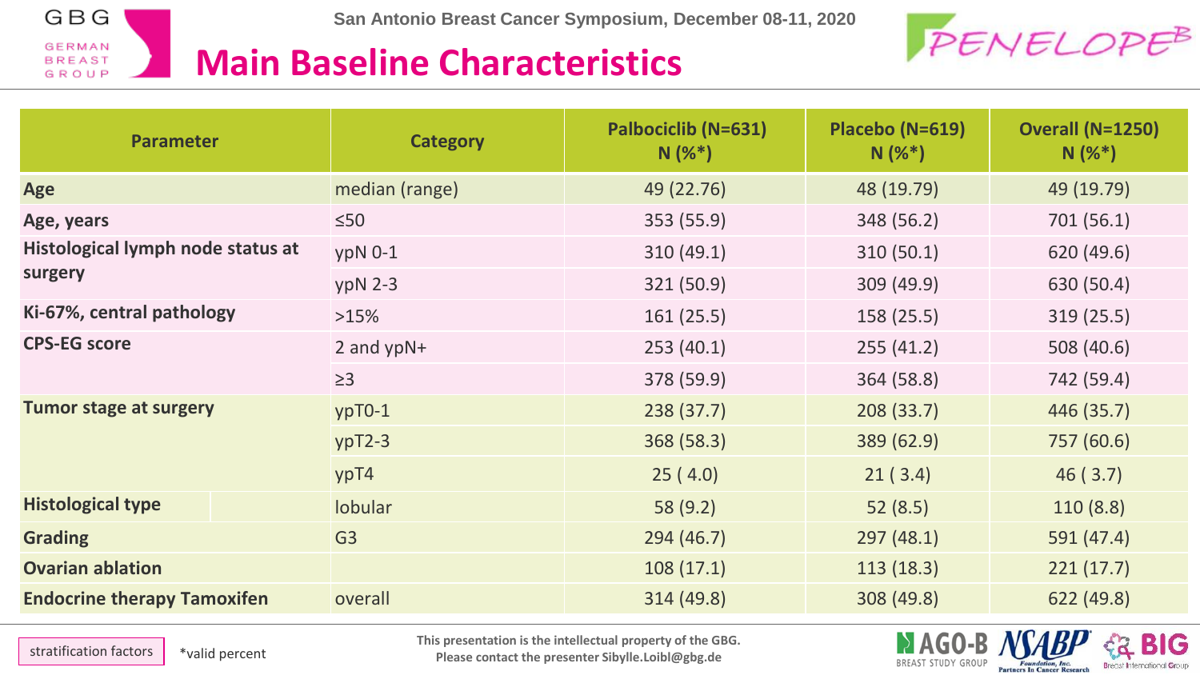# Main Baseline Characteristics

San Antonio Breast Cancer Symposium, December 08-11, 2020

| Parameter | Category | Palbociclib (N=631) N (%*) | Placebo (N=619) N (%*) | Overall (N=1250) N (%*) |
|---|---|---|---|---|
| **Age** | median (range) | 49 (22.76) | 48 (19.79) | 49 (19.79) |
| **Age, years** | ≤50 | 353 (55.9) | 348 (56.2) | 701 (56.1) |
| **Histological lymph node status at surgery** | ypN 0-1 | 310 (49.1) | 310 (50.1) | 620 (49.6) |
| | ypN 2-3 | 321 (50.9) | 309 (49.9) | 630 (50.4) |
| **Ki-67%, central pathology** | >15% | 161 (25.5) | 158 (25.5) | 319 (25.5) |
| **CPS-EG score** | 2 and ypN+ | 253 (40.1) | 255 (41.2) | 508 (40.6) |
| | ≥3 | 378 (59.9) | 364 (58.8) | 742 (59.4) |
| **Tumor stage at surgery** | ypT0-1 | 238 (37.7) | 208 (33.7) | 446 (35.7) |
| | ypT2-3 | 368 (58.3) | 389 (62.9) | 757 (60.6) |
| | ypT4 | 25 ( 4.0) | 21 ( 3.4) | 46 ( 3.7) |
| **Histological type** | lobular | 58 (9.2) | 52 (8.5) | 110 (8.8) |
| **Grading** | G3 | 294 (46.7) | 297 (48.1) | 591 (47.4) |
| **Ovarian ablation** | | 108 (17.1) | 113 (18.3) | 221 (17.7) |
| **Endocrine therapy Tamoxifen** | overall | 314 (49.8) | 308 (49.8) | 622 (49.8) |

stratification factors

*valid percent

This presentation is the intellectual property of the GBG. Please contact the presenter Sibylle.Loibl@gbg.de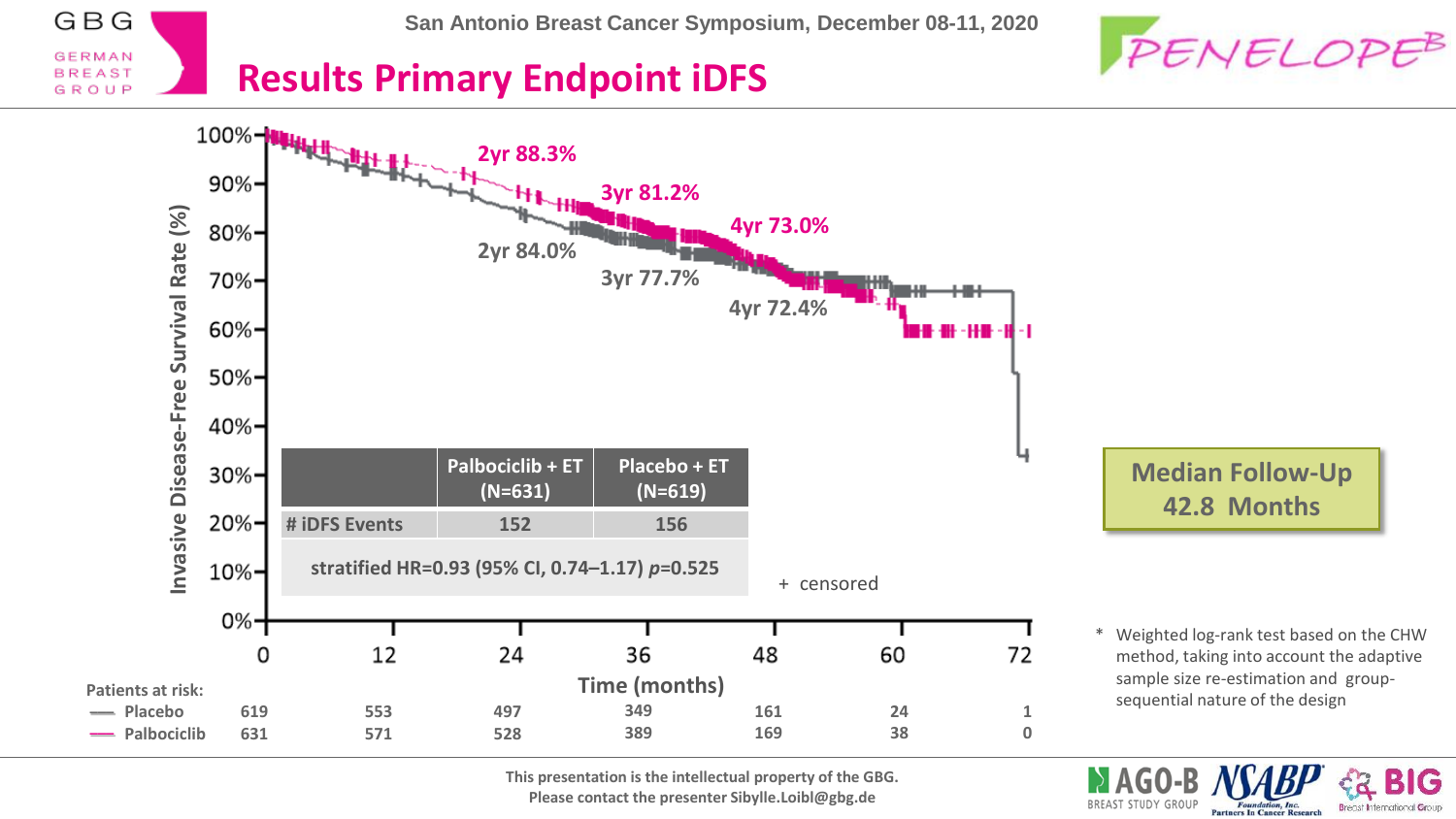# Results Primary Endpoint iDFS

San Antonio Breast Cancer Symposium, December 08-11, 2020

PENELOPE[B]

Invasive Disease-Free Survival Rate (%)

| | Palbociclib + ET | Placebo + ET |
|---|---|---|
| 2yr | 88.3% | 84.0% |
| 3yr | 81.2% | 77.7% |
| 4yr | 73.0% | 72.4% |

| | Palbociclib + ET (N=631) | Placebo + ET (N=619) |
|---|---|---|
| # iDFS Events | 152 | 156 |
| stratified HR=0.93 (95% CI, 0.74–1.17) *p*=0.525 | | |

+ censored

Time (months)

Patients at risk:

| | 0 | 12 | 24 | 36 | 48 | 60 | 72 |
|---|---|---|---|---|---|---|---|
| Placebo | 619 | 553 | 497 | 349 | 161 | 24 | 1 |
| Palbociclib | 631 | 571 | 528 | 389 | 169 | 38 | 0 |

**Median Follow-Up 42.8 Months**

\* Weighted log-rank test based on the CHW method, taking into account the adaptive sample size re-estimation and group-sequential nature of the design

This presentation is the intellectual property of the GBG. Please contact the presenter Sibylle.Loibl@gbg.de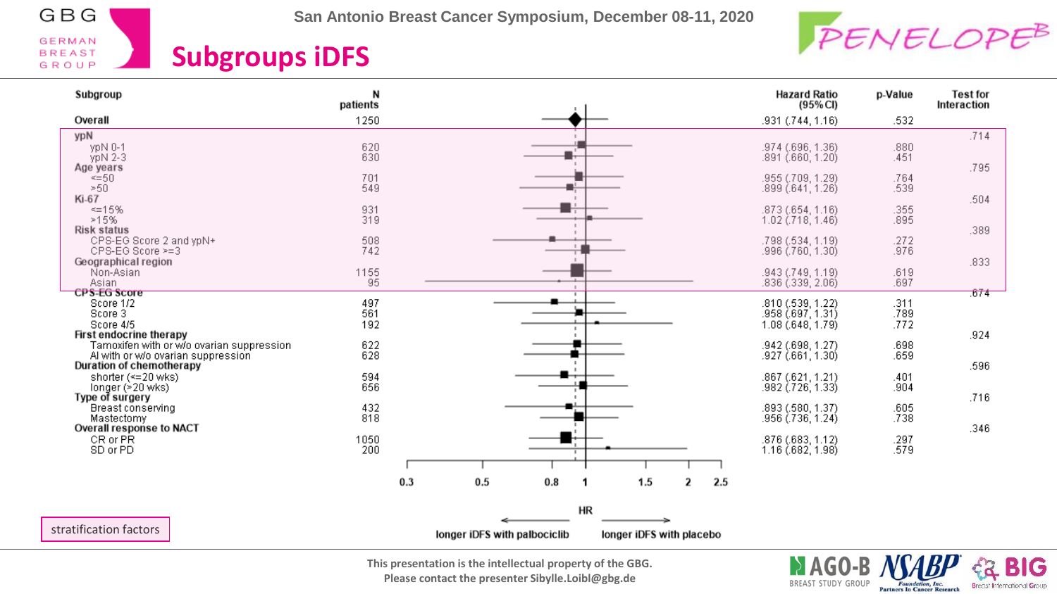## Subgroups iDFS

| Subgroup | N patients | Hazard Ratio (95% CI) | p-Value | Test for Interaction |
|---|---|---|---|---|
| Overall | 1250 | .931 (.744, 1.16) | .532 | |
| **ypN** | | | | .714 |
| ypN 0-1 | 620 | .974 (.696, 1.36) | .880 | |
| ypN 2-3 | 630 | .891 (.660, 1.20) | .451 | |
| **Age years** | | | | .795 |
| <=50 | 701 | .955 (.709, 1.29) | .764 | |
| >50 | 549 | .899 (.641, 1.26) | .539 | |
| **Ki-67** | | | | .504 |
| <=15% | 931 | .873 (.654, 1.16) | .355 | |
| >15% | 319 | 1.02 (.718, 1.46) | .895 | |
| **Risk status** | | | | .389 |
| CPS-EG Score 2 and ypN+ | 508 | .798 (.534, 1.19) | .272 | |
| CPS-EG Score >=3 | 742 | .996 (.760, 1.30) | .976 | |
| **Geographical region** | | | | .833 |
| Non-Asian | 1155 | .943 (.749, 1.19) | .619 | |
| Asian | 95 | .836 (.339, 2.06) | .697 | |
| **CPS-EG Score** | | | | .674 |
| Score 1/2 | 497 | .810 (.539, 1.22) | .311 | |
| Score 3 | 561 | .958 (.697, 1.31) | .789 | |
| Score 4/5 | 192 | 1.08 (.648, 1.79) | .772 | |
| **First endocrine therapy** | | | | .924 |
| Tamoxifen with or w/o ovarian suppression | 622 | .942 (.698, 1.27) | .698 | |
| AI with or w/o ovarian suppression | 628 | .927 (.661, 1.30) | .659 | |
| **Duration of chemotherapy** | | | | .596 |
| shorter (<=20 wks) | 594 | .867 (.621, 1.21) | .401 | |
| longer (>20 wks) | 656 | .982 (.726, 1.33) | .904 | |
| **Type of surgery** | | | | .716 |
| Breast conserving | 432 | .893 (.580, 1.37) | .605 | |
| Mastectomy | 818 | .956 (.736, 1.24) | .738 | |
| **Overall response to NACT** | | | | .346 |
| CR or PR | 1050 | .876 (.683, 1.12) | .297 | |
| SD or PD | 200 | 1.16 (.682, 1.98) | .579 | |

HR: ← longer iDFS with palbociclib | longer iDFS with placebo →

stratification factors (ypN, Age, Ki-67, Risk status, Geographical region)

This presentation is the intellectual property of the GBG.
Please contact the presenter Sibylle.Loibl@gbg.de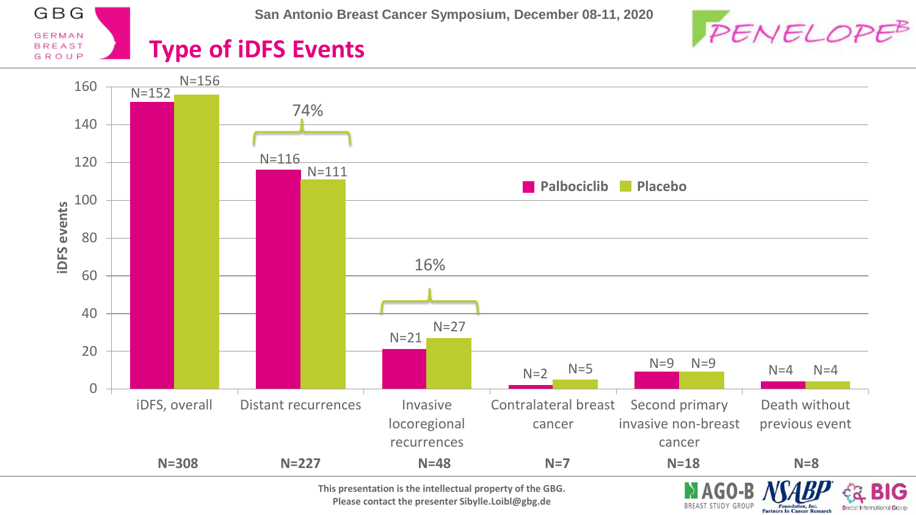# Type of iDFS Events

| iDFS events | Palbociclib | Placebo | Total |
|---|---|---|---|
| iDFS, overall | N=152 | N=156 | N=308 |
| Distant recurrences (74%) | N=116 | N=111 | N=227 |
| Invasive locoregional recurrences (16%) | N=21 | N=27 | N=48 |
| Contralateral breast cancer | N=2 | N=5 | N=7 |
| Second primary invasive non-breast cancer | N=9 | N=9 | N=18 |
| Death without previous event | N=4 | N=4 | N=8 |

This presentation is the intellectual property of the GBG.
Please contact the presenter Sibylle.Loibl@gbg.de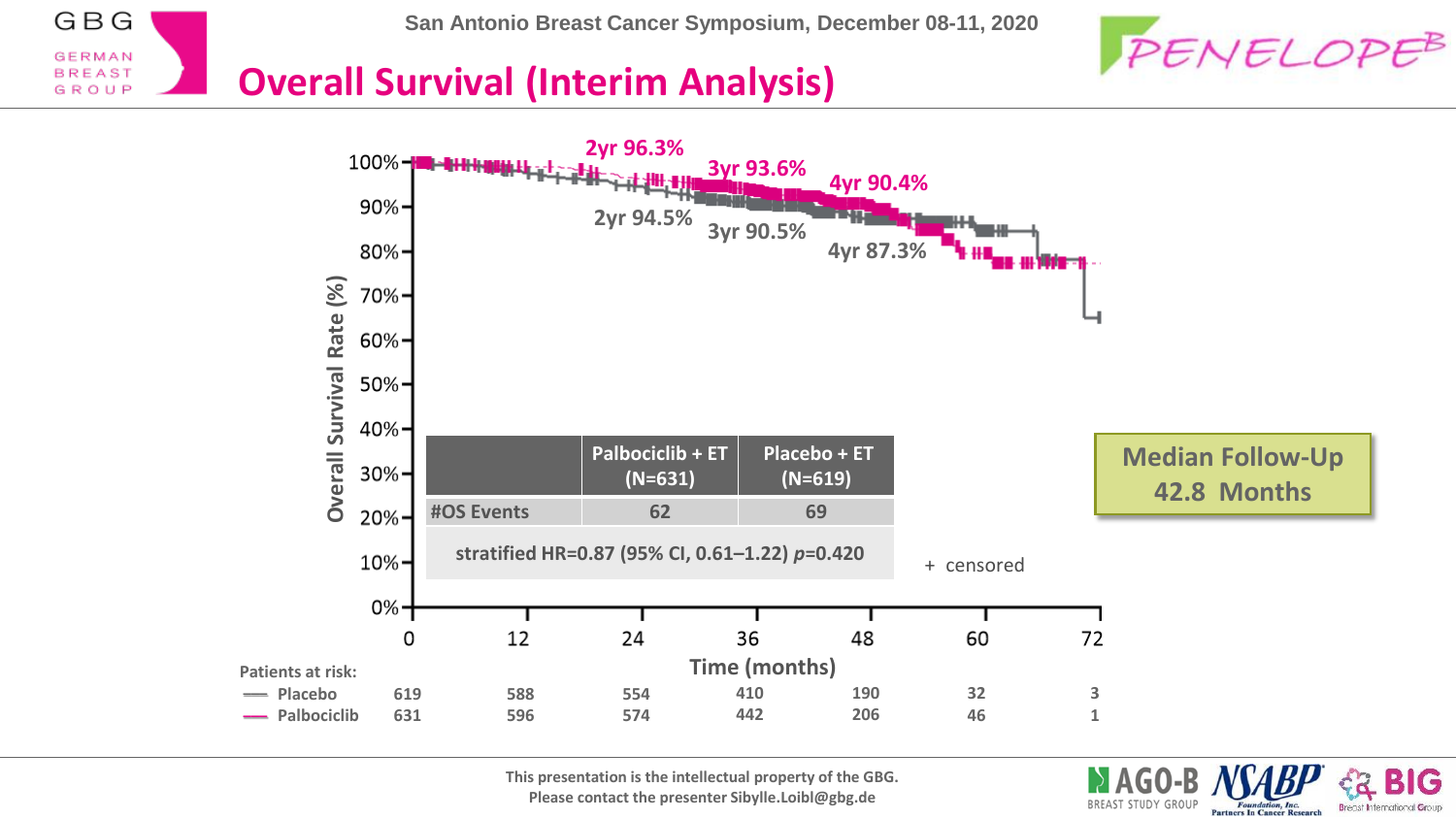# Overall Survival (Interim Analysis)

San Antonio Breast Cancer Symposium, December 08-11, 2020

PENELOPE[B]

2yr 96.3%
3yr 93.6%
4yr 90.4%

2yr 94.5%
3yr 90.5%
4yr 87.3%

|  | Palbociclib + ET (N=631) | Placebo + ET (N=619) |
|---|---|---|
| #OS Events | 62 | 69 |
| stratified HR=0.87 (95% CI, 0.61–1.22) *p*=0.420 | | |

+ censored

**Median Follow-Up 42.8 Months**

Overall Survival Rate (%)

Time (months)

Patients at risk:

|  | 0 | 12 | 24 | 36 | 48 | 60 | 72 |
|---|---|---|---|---|---|---|---|
| Placebo | 619 | 588 | 554 | 410 | 190 | 32 | 3 |
| Palbociclib | 631 | 596 | 574 | 442 | 206 | 46 | 1 |

This presentation is the intellectual property of the GBG.
Please contact the presenter Sibylle.Loibl@gbg.de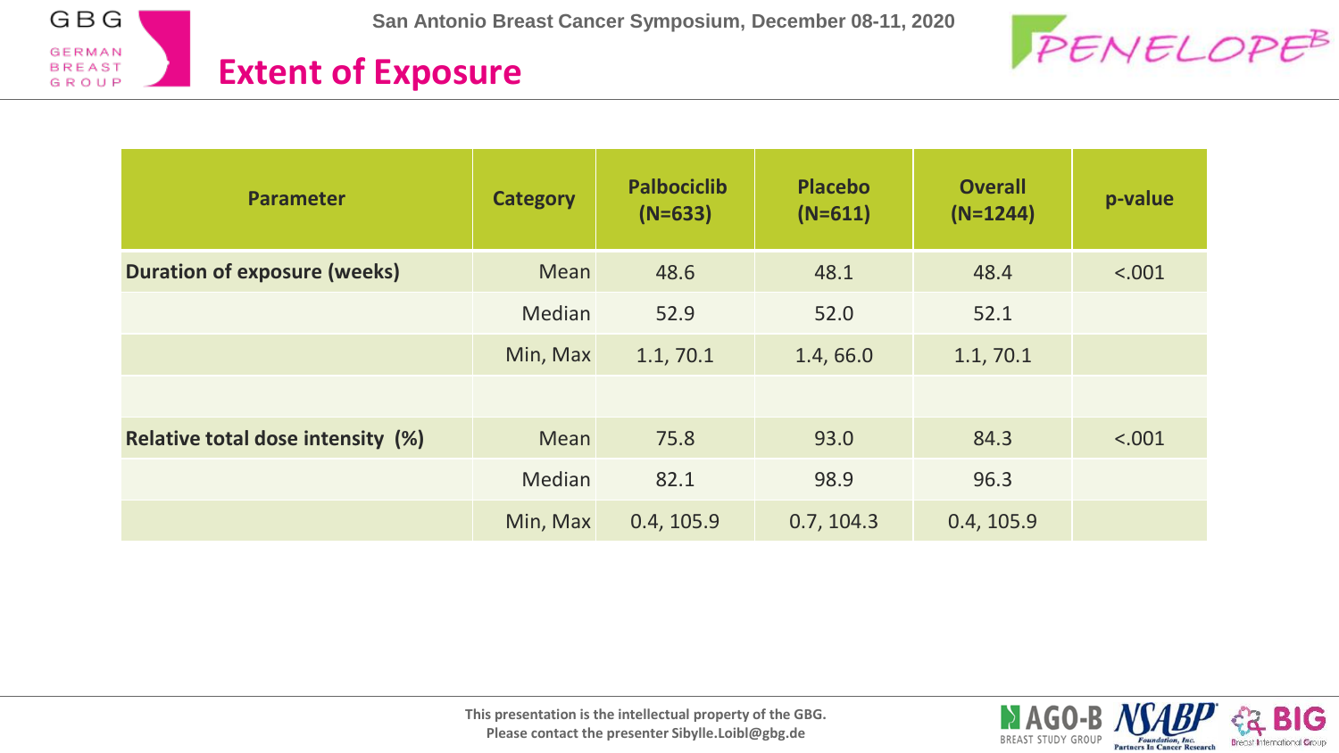# Extent of Exposure

| Parameter | Category | Palbociclib (N=633) | Placebo (N=611) | Overall (N=1244) | p-value |
|---|---|---|---|---|---|
| **Duration of exposure (weeks)** | Mean | 48.6 | 48.1 | 48.4 | <.001 |
| | Median | 52.9 | 52.0 | 52.1 | |
| | Min, Max | 1.1, 70.1 | 1.4, 66.0 | 1.1, 70.1 | |
| | | | | | |
| **Relative total dose intensity (%)** | Mean | 75.8 | 93.0 | 84.3 | <.001 |
| | Median | 82.1 | 98.9 | 96.3 | |
| | Min, Max | 0.4, 105.9 | 0.7, 104.3 | 0.4, 105.9 | |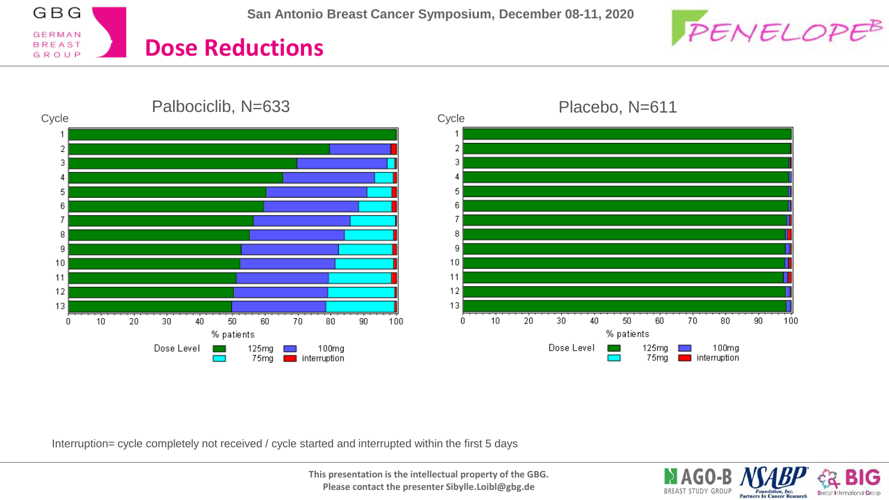# Dose Reductions

## Palbociclib, N=633

Cycle (1–13); % patients (0–100)

Dose Level: 125mg, 100mg, 75mg, interruption

## Placebo, N=611

Cycle (1–13); % patients (0–100)

Dose Level: 125mg, 100mg, 75mg, interruption

Interruption= cycle completely not received / cycle started and interrupted within the first 5 days

This presentation is the intellectual property of the GBG.
Please contact the presenter Sibylle.Loibl@gbg.de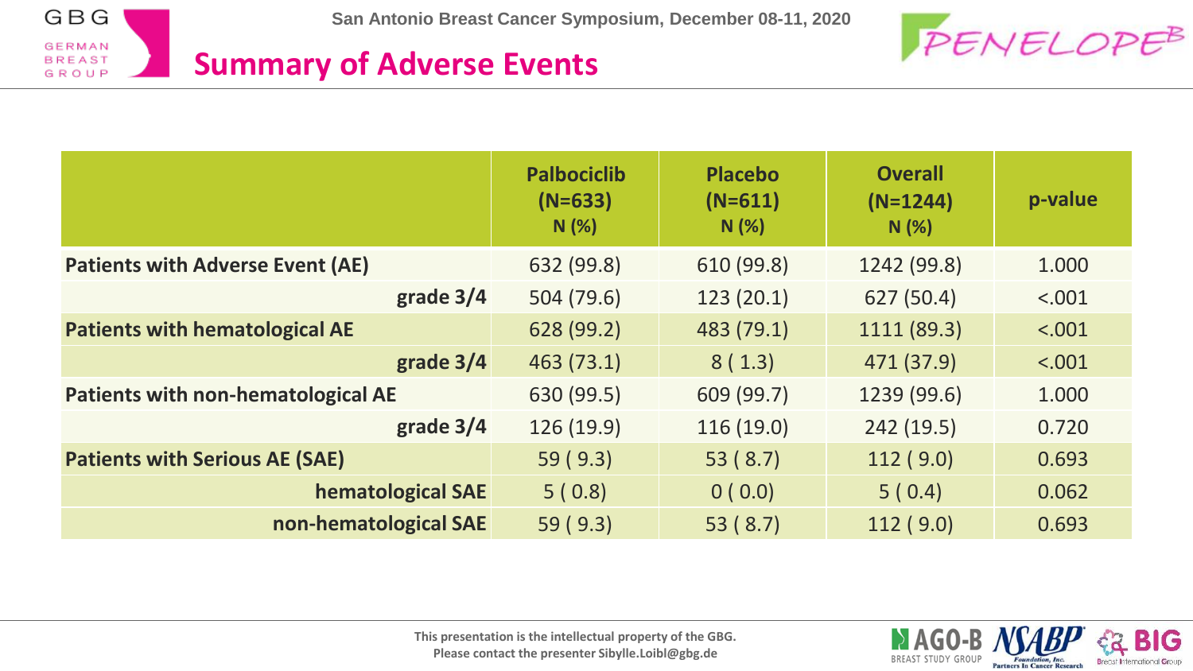## Summary of Adverse Events

| | Palbociclib (N=633) N (%) | Placebo (N=611) N (%) | Overall (N=1244) N (%) | p-value |
|---|---|---|---|---|
| **Patients with Adverse Event (AE)** | 632 (99.8) | 610 (99.8) | 1242 (99.8) | 1.000 |
| **grade 3/4** | 504 (79.6) | 123 (20.1) | 627 (50.4) | <.001 |
| **Patients with hematological AE** | 628 (99.2) | 483 (79.1) | 1111 (89.3) | <.001 |
| **grade 3/4** | 463 (73.1) | 8 ( 1.3) | 471 (37.9) | <.001 |
| **Patients with non-hematological AE** | 630 (99.5) | 609 (99.7) | 1239 (99.6) | 1.000 |
| **grade 3/4** | 126 (19.9) | 116 (19.0) | 242 (19.5) | 0.720 |
| **Patients with Serious AE (SAE)** | 59 ( 9.3) | 53 ( 8.7) | 112 ( 9.0) | 0.693 |
| **hematological SAE** | 5 ( 0.8) | 0 ( 0.0) | 5 ( 0.4) | 0.062 |
| **non-hematological SAE** | 59 ( 9.3) | 53 ( 8.7) | 112 ( 9.0) | 0.693 |

This presentation is the intellectual property of the GBG.
Please contact the presenter Sibylle.Loibl@gbg.de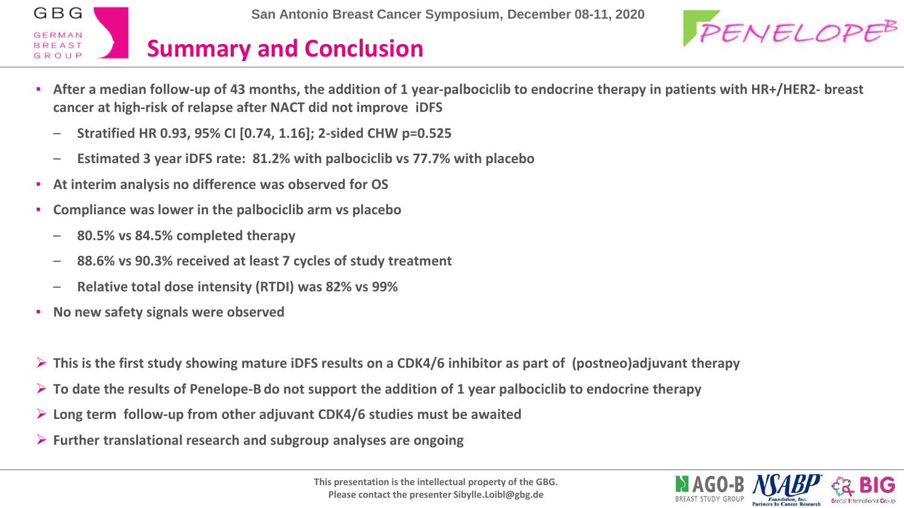# Summary and Conclusion

- After a median follow-up of 43 months, the addition of 1 year-palbociclib to endocrine therapy in patients with HR+/HER2- breast cancer at high-risk of relapse after NACT did not improve iDFS
  - Stratified HR 0.93, 95% CI [0.74, 1.16]; 2-sided CHW p=0.525
  - Estimated 3 year iDFS rate: 81.2% with palbociclib vs 77.7% with placebo
- At interim analysis no difference was observed for OS
- Compliance was lower in the palbociclib arm vs placebo
  - 80.5% vs 84.5% completed therapy
  - 88.6% vs 90.3% received at least 7 cycles of study treatment
  - Relative total dose intensity (RTDI) was 82% vs 99%
- No new safety signals were observed

- This is the first study showing mature iDFS results on a CDK4/6 inhibitor as part of (postneo)adjuvant therapy
- To date the results of Penelope-B do not support the addition of 1 year palbociclib to endocrine therapy
- Long term follow-up from other adjuvant CDK4/6 studies must be awaited
- Further translational research and subgroup analyses are ongoing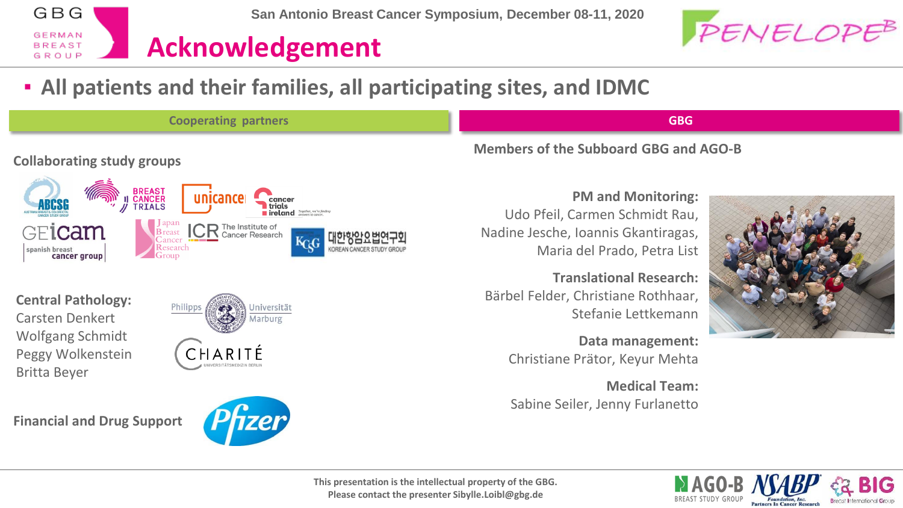# Acknowledgement

- All patients and their families, all participating sites, and IDMC

## Cooperating partners

### Collaborating study groups

**Central Pathology:**
Carsten Denkert
Wolfgang Schmidt
Peggy Wolkenstein
Britta Beyer

**Financial and Drug Support**

## GBG

### Members of the Subboard GBG and AGO-B

**PM and Monitoring:**
Udo Pfeil, Carmen Schmidt Rau, Nadine Jesche, Ioannis Gkantiragas, Maria del Prado, Petra List

**Translational Research:**
Bärbel Felder, Christiane Rothhaar, Stefanie Lettkemann

**Data management:**
Christiane Prätor, Keyur Mehta

**Medical Team:**
Sabine Seiler, Jenny Furlanetto

This presentation is the intellectual property of the GBG.
Please contact the presenter Sibylle.Loibl@gbg.de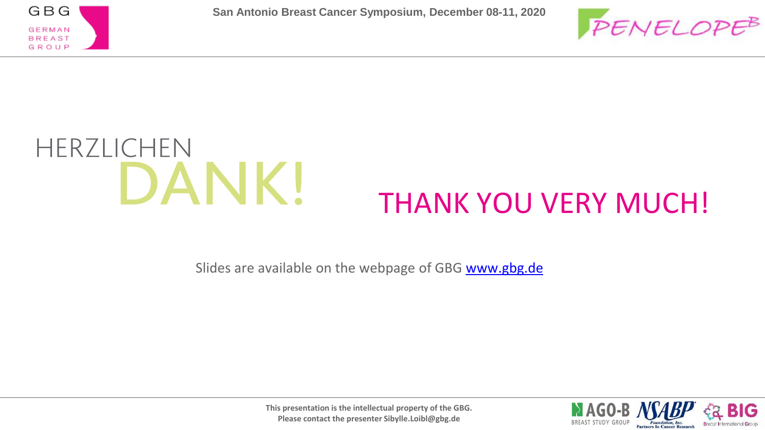HERZLICHEN

DANK!

THANK YOU VERY MUCH!

Slides are available on the webpage of GBG www.gbg.de

**This presentation is the intellectual property of the GBG.**
**Please contact the presenter Sibylle.Loibl@gbg.de**